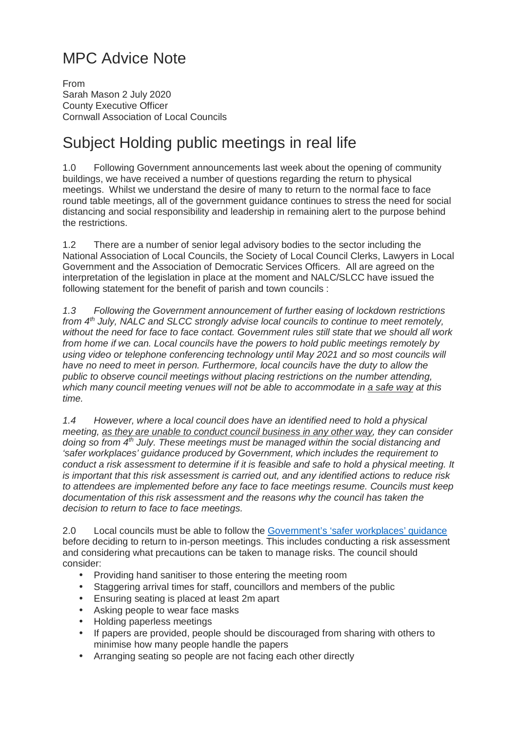# MPC Advice Note

From
Sarah Mason 2 July 2020
County Executive Officer
Cornwall Association of Local Councils

# Subject Holding public meetings in real life

1.0 Following Government announcements last week about the opening of community buildings, we have received a number of questions regarding the return to physical meetings. Whilst we understand the desire of many to return to the normal face to face round table meetings, all of the government guidance continues to stress the need for social distancing and social responsibility and leadership in remaining alert to the purpose behind the restrictions.

1.2 There are a number of senior legal advisory bodies to the sector including the National Association of Local Councils, the Society of Local Council Clerks, Lawyers in Local Government and the Association of Democratic Services Officers. All are agreed on the interpretation of the legislation in place at the moment and NALC/SLCC have issued the following statement for the benefit of parish and town councils :

*1.3 Following the Government announcement of further easing of lockdown restrictions from 4th July, NALC and SLCC strongly advise local councils to continue to meet remotely, without the need for face to face contact. Government rules still state that we should all work from home if we can. Local councils have the powers to hold public meetings remotely by using video or telephone conferencing technology until May 2021 and so most councils will have no need to meet in person. Furthermore, local councils have the duty to allow the public to observe council meetings without placing restrictions on the number attending, which many council meeting venues will not be able to accommodate in a safe way at this time.*

*1.4 However, where a local council does have an identified need to hold a physical meeting, as they are unable to conduct council business in any other way, they can consider doing so from 4th July. These meetings must be managed within the social distancing and 'safer workplaces' guidance produced by Government, which includes the requirement to conduct a risk assessment to determine if it is feasible and safe to hold a physical meeting. It is important that this risk assessment is carried out, and any identified actions to reduce risk to attendees are implemented before any face to face meetings resume. Councils must keep documentation of this risk assessment and the reasons why the council has taken the decision to return to face to face meetings.*

2.0 Local councils must be able to follow the Government's 'safer workplaces' guidance before deciding to return to in-person meetings. This includes conducting a risk assessment and considering what precautions can be taken to manage risks. The council should consider:

- Providing hand sanitiser to those entering the meeting room
- Staggering arrival times for staff, councillors and members of the public
- Ensuring seating is placed at least 2m apart
- Asking people to wear face masks
- Holding paperless meetings
- If papers are provided, people should be discouraged from sharing with others to minimise how many people handle the papers
- Arranging seating so people are not facing each other directly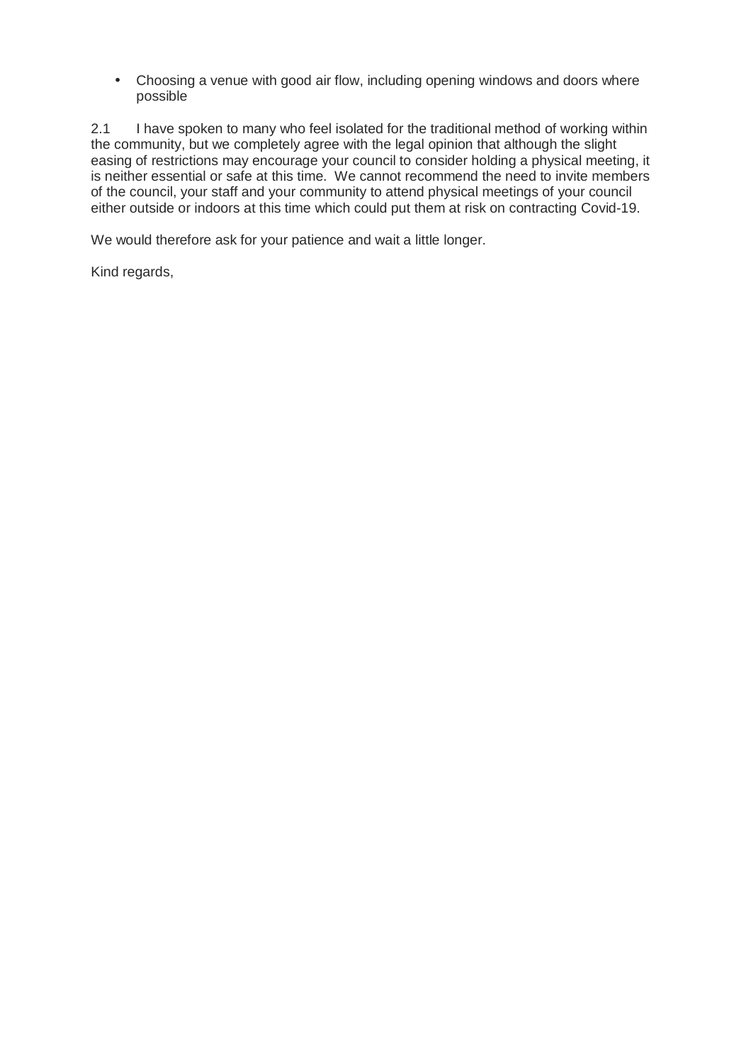- Choosing a venue with good air flow, including opening windows and doors where possible

2.1 I have spoken to many who feel isolated for the traditional method of working within the community, but we completely agree with the legal opinion that although the slight easing of restrictions may encourage your council to consider holding a physical meeting, it is neither essential or safe at this time. We cannot recommend the need to invite members of the council, your staff and your community to attend physical meetings of your council either outside or indoors at this time which could put them at risk on contracting Covid-19.

We would therefore ask for your patience and wait a little longer.

Kind regards,